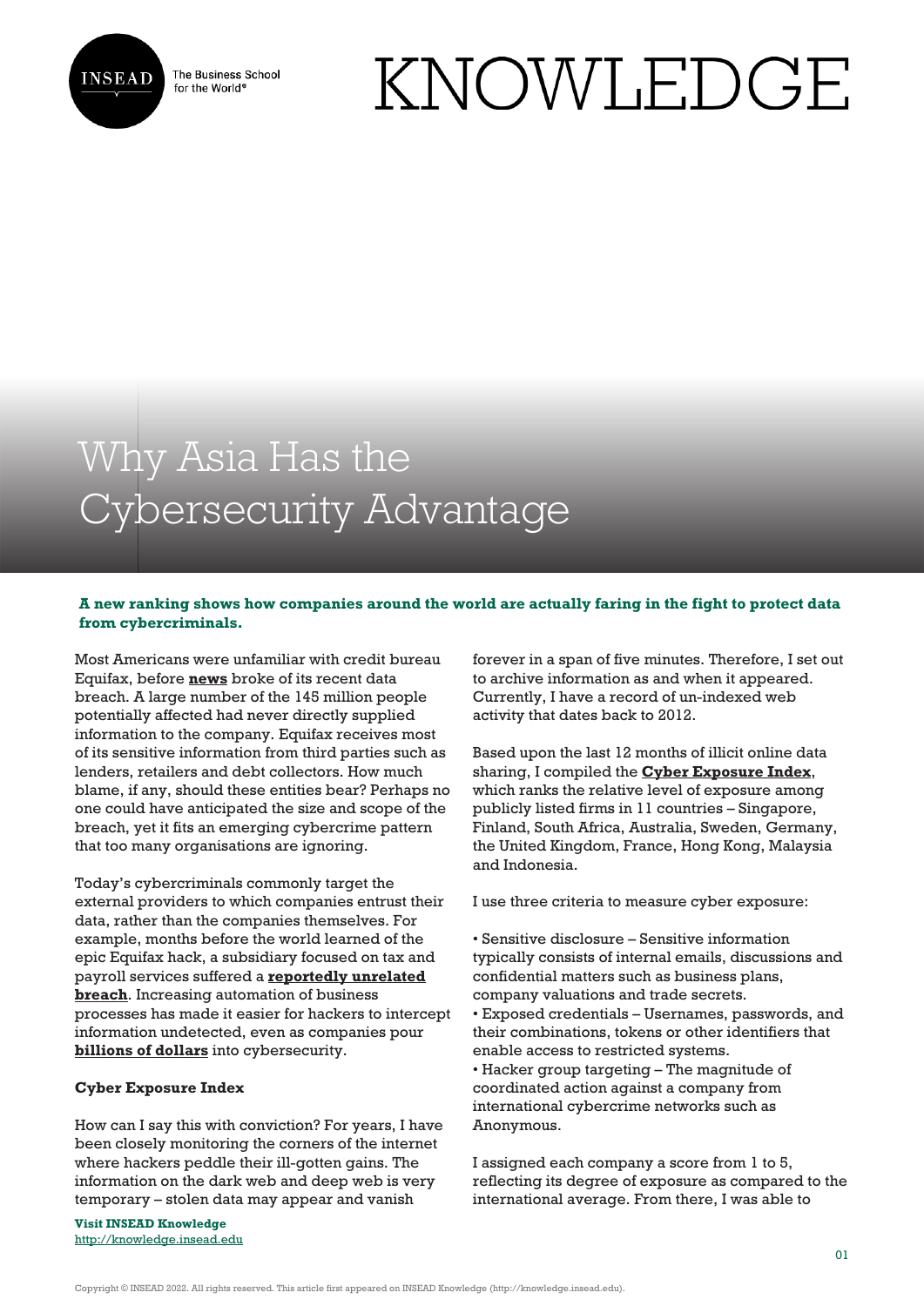# Why Asia Has the Cybersecurity Advantage

**A new ranking shows how companies around the world are actually faring in the fight to protect data from cybercriminals.**

Most Americans were unfamiliar with credit bureau Equifax, before **news** broke of its recent data breach. A large number of the 145 million people potentially affected had never directly supplied information to the company. Equifax receives most of its sensitive information from third parties such as lenders, retailers and debt collectors. How much blame, if any, should these entities bear? Perhaps no one could have anticipated the size and scope of the breach, yet it fits an emerging cybercrime pattern that too many organisations are ignoring.

Today's cybercriminals commonly target the external providers to which companies entrust their data, rather than the companies themselves. For example, months before the world learned of the epic Equifax hack, a subsidiary focused on tax and payroll services suffered a **reportedly unrelated breach**. Increasing automation of business processes has made it easier for hackers to intercept information undetected, even as companies pour **billions of dollars** into cybersecurity.

**Cyber Exposure Index**

How can I say this with conviction? For years, I have been closely monitoring the corners of the internet where hackers peddle their ill-gotten gains. The information on the dark web and deep web is very temporary – stolen data may appear and vanish forever in a span of five minutes. Therefore, I set out to archive information as and when it appeared. Currently, I have a record of un-indexed web activity that dates back to 2012.

Based upon the last 12 months of illicit online data sharing, I compiled the **Cyber Exposure Index**, which ranks the relative level of exposure among publicly listed firms in 11 countries – Singapore, Finland, South Africa, Australia, Sweden, Germany, the United Kingdom, France, Hong Kong, Malaysia and Indonesia.

I use three criteria to measure cyber exposure:

- Sensitive disclosure – Sensitive information typically consists of internal emails, discussions and confidential matters such as business plans, company valuations and trade secrets.
- Exposed credentials – Usernames, passwords, and their combinations, tokens or other identifiers that enable access to restricted systems.
- Hacker group targeting – The magnitude of coordinated action against a company from international cybercrime networks such as Anonymous.

I assigned each company a score from 1 to 5, reflecting its degree of exposure as compared to the international average. From there, I was able to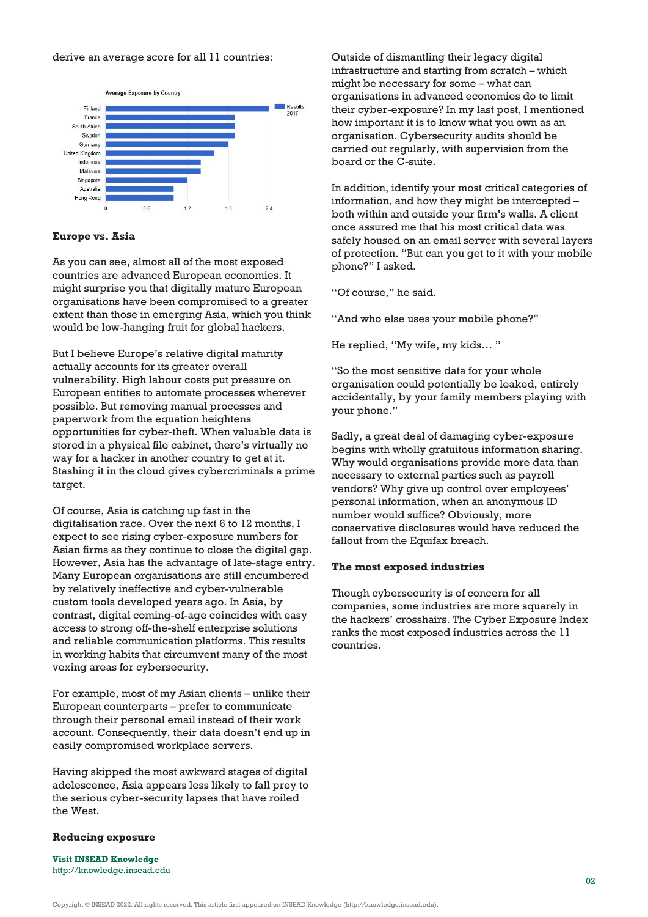derive an average score for all 11 countries:

### Europe vs. Asia

As you can see, almost all of the most exposed countries are advanced European economies. It might surprise you that digitally mature European organisations have been compromised to a greater extent than those in emerging Asia, which you think would be low-hanging fruit for global hackers.

But I believe Europe's relative digital maturity actually accounts for its greater overall vulnerability. High labour costs put pressure on European entities to automate processes wherever possible. But removing manual processes and paperwork from the equation heightens opportunities for cyber-theft. When valuable data is stored in a physical file cabinet, there's virtually no way for a hacker in another country to get at it. Stashing it in the cloud gives cybercriminals a prime target.

Of course, Asia is catching up fast in the digitalisation race. Over the next 6 to 12 months, I expect to see rising cyber-exposure numbers for Asian firms as they continue to close the digital gap. However, Asia has the advantage of late-stage entry. Many European organisations are still encumbered by relatively ineffective and cyber-vulnerable custom tools developed years ago. In Asia, by contrast, digital coming-of-age coincides with easy access to strong off-the-shelf enterprise solutions and reliable communication platforms. This results in working habits that circumvent many of the most vexing areas for cybersecurity.

For example, most of my Asian clients – unlike their European counterparts – prefer to communicate through their personal email instead of their work account. Consequently, their data doesn't end up in easily compromised workplace servers.

Having skipped the most awkward stages of digital adolescence, Asia appears less likely to fall prey to the serious cyber-security lapses that have roiled the West.

### Reducing exposure

Outside of dismantling their legacy digital infrastructure and starting from scratch – which might be necessary for some – what can organisations in advanced economies do to limit their cyber-exposure? In my last post, I mentioned how important it is to know what you own as an organisation. Cybersecurity audits should be carried out regularly, with supervision from the board or the C-suite.

In addition, identify your most critical categories of information, and how they might be intercepted – both within and outside your firm's walls. A client once assured me that his most critical data was safely housed on an email server with several layers of protection. "But can you get to it with your mobile phone?" I asked.

"Of course," he said.

"And who else uses your mobile phone?"

He replied, "My wife, my kids… "

"So the most sensitive data for your whole organisation could potentially be leaked, entirely accidentally, by your family members playing with your phone."

Sadly, a great deal of damaging cyber-exposure begins with wholly gratuitous information sharing. Why would organisations provide more data than necessary to external parties such as payroll vendors? Why give up control over employees' personal information, when an anonymous ID number would suffice? Obviously, more conservative disclosures would have reduced the fallout from the Equifax breach.

### The most exposed industries

Though cybersecurity is of concern for all companies, some industries are more squarely in the hackers' crosshairs. The Cyber Exposure Index ranks the most exposed industries across the 11 countries.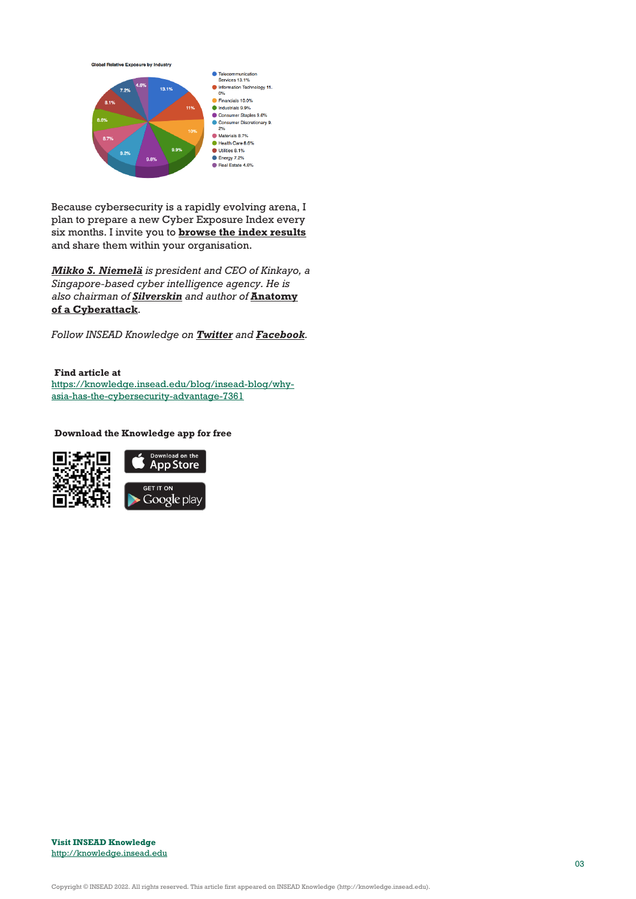Global Relative Exposure by Industry

13.1%
11%
10%
9.9%
9.6%
9.2%
8.7%
8.6%
8.1%
7.2%
4.6%

Telecommunication Services 13.1%
Information Technology 11.0%
Financials 10.0%
Industrials 9.9%
Consumer Staples 9.6%
Consumer Discretionary 9.2%
Materials 8.7%
Health Care 8.6%
Utilities 8.1%
Energy 7.2%
Real Estate 4.6%

Because cybersecurity is a rapidly evolving arena, I plan to prepare a new Cyber Exposure Index every six months. I invite you to **browse the index results** and share them within your organisation.

***Mikko S. Niemelä*** *is president and CEO of Kinkayo, a Singapore-based cyber intelligence agency. He is also chairman of* ***Silverskin*** *and author of* **Anatomy of a Cyberattack**.

*Follow INSEAD Knowledge on* ***Twitter*** *and* ***Facebook****.*

**Find article at**
https://knowledge.insead.edu/blog/insead-blog/why-asia-has-the-cybersecurity-advantage-7361

**Download the Knowledge app for free**

Download on the App Store

GET IT ON Google play

**Visit INSEAD Knowledge**
http://knowledge.insead.edu

Copyright © INSEAD 2022. All rights reserved. This article first appeared on INSEAD Knowledge (http://knowledge.insead.edu).